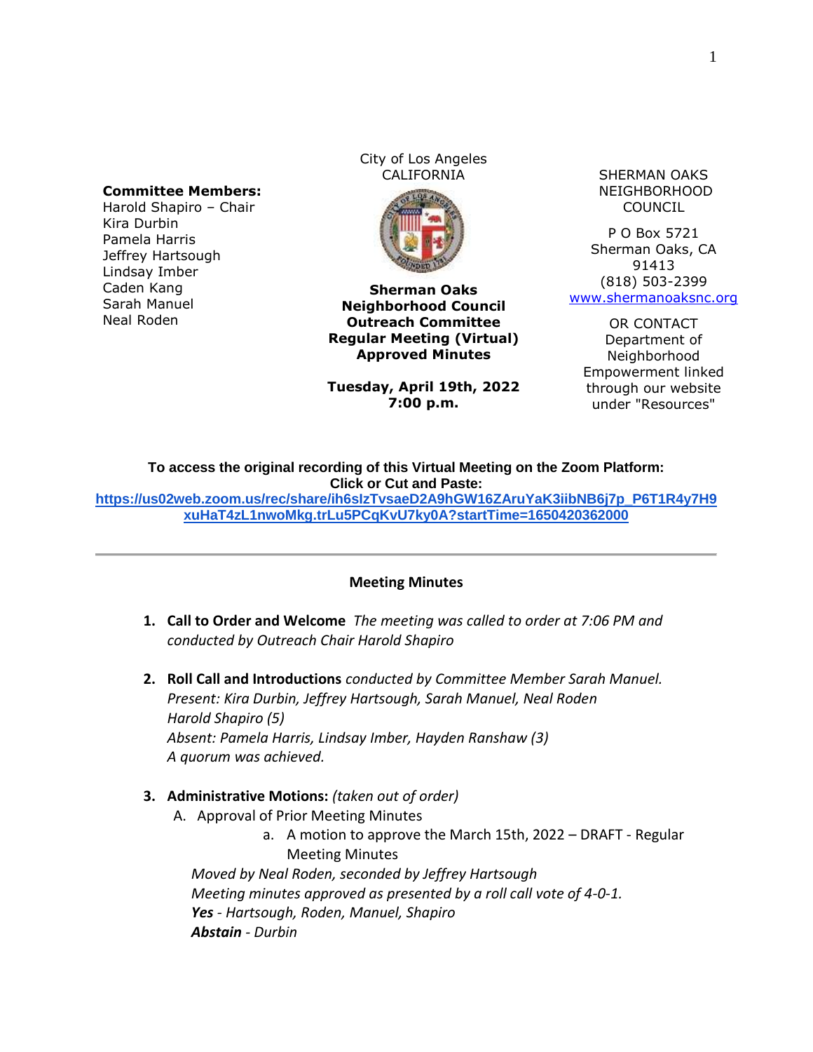**Committee Members:**
Harold Shapiro – Chair
Kira Durbin
Pamela Harris
Jeffrey Hartsough
Lindsay Imber
Caden Kang
Sarah Manuel
Neal Roden

City of Los Angeles
CALIFORNIA

**Sherman Oaks Neighborhood Council Outreach Committee Regular Meeting (Virtual) Approved Minutes**

**Tuesday, April 19th, 2022**
**7:00 p.m.**

SHERMAN OAKS NEIGHBORHOOD COUNCIL

P O Box 5721
Sherman Oaks, CA 91413
(818) 503-2399
[www.shermanoaksnc.org](http://www.shermanoaksnc.org)

OR CONTACT
Department of Neighborhood Empowerment linked through our website under "Resources"

**To access the original recording of this Virtual Meeting on the Zoom Platform:**
**Click or Cut and Paste:**
**https://us02web.zoom.us/rec/share/ih6slzTvsaeD2A9hGW16ZAruYaK3iibNB6j7p_P6T1R4y7H9xuHaT4zL1nwoMkg.trLu5PCqKvU7ky0A?startTime=1650420362000**

---

## Meeting Minutes

1. **Call to Order and Welcome** *The meeting was called to order at 7:06 PM and conducted by Outreach Chair Harold Shapiro*

2. **Roll Call and Introductions** *conducted by Committee Member Sarah Manuel.*
   *Present: Kira Durbin, Jeffrey Hartsough, Sarah Manuel, Neal Roden*
   *Harold Shapiro (5)*
   *Absent: Pamela Harris, Lindsay Imber, Hayden Ranshaw (3)*
   *A quorum was achieved.*

3. **Administrative Motions:** *(taken out of order)*
   A. Approval of Prior Meeting Minutes
      a. A motion to approve the March 15th, 2022 – DRAFT - Regular Meeting Minutes

   *Moved by Neal Roden, seconded by Jeffrey Hartsough*
   *Meeting minutes approved as presented by a roll call vote of 4-0-1.*
   ***Yes*** *- Hartsough, Roden, Manuel, Shapiro*
   ***Abstain*** *- Durbin*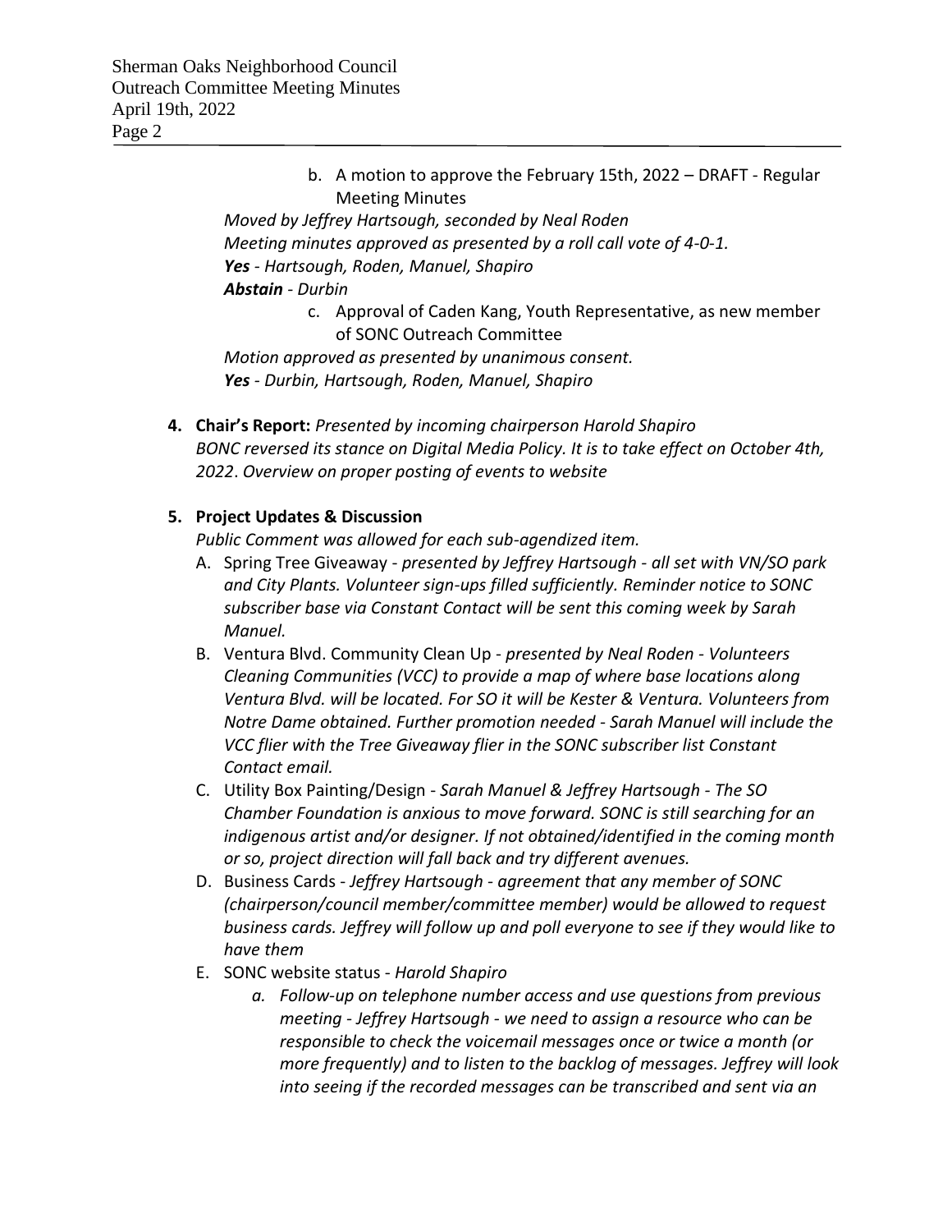b. A motion to approve the February 15th, 2022 – DRAFT - Regular Meeting Minutes

*Moved by Jeffrey Hartsough, seconded by Neal Roden*
*Meeting minutes approved as presented by a roll call vote of 4-0-1.*
***Yes*** *- Hartsough, Roden, Manuel, Shapiro*
***Abstain*** *- Durbin*

c. Approval of Caden Kang, Youth Representative, as new member of SONC Outreach Committee

*Motion approved as presented by unanimous consent.*
***Yes*** *- Durbin, Hartsough, Roden, Manuel, Shapiro*

**4. Chair's Report:** *Presented by incoming chairperson Harold Shapiro*
*BONC reversed its stance on Digital Media Policy. It is to take effect on October 4th, 2022. Overview on proper posting of events to website*

**5. Project Updates & Discussion**

*Public Comment was allowed for each sub-agendized item.*

A. Spring Tree Giveaway - *presented by Jeffrey Hartsough - all set with VN/SO park and City Plants. Volunteer sign-ups filled sufficiently. Reminder notice to SONC subscriber base via Constant Contact will be sent this coming week by Sarah Manuel.*

B. Ventura Blvd. Community Clean Up - *presented by Neal Roden - Volunteers Cleaning Communities (VCC) to provide a map of where base locations along Ventura Blvd. will be located. For SO it will be Kester & Ventura. Volunteers from Notre Dame obtained. Further promotion needed - Sarah Manuel will include the VCC flier with the Tree Giveaway flier in the SONC subscriber list Constant Contact email.*

C. Utility Box Painting/Design - *Sarah Manuel & Jeffrey Hartsough - The SO Chamber Foundation is anxious to move forward. SONC is still searching for an indigenous artist and/or designer. If not obtained/identified in the coming month or so, project direction will fall back and try different avenues.*

D. Business Cards - *Jeffrey Hartsough - agreement that any member of SONC (chairperson/council member/committee member) would be allowed to request business cards. Jeffrey will follow up and poll everyone to see if they would like to have them*

E. SONC website status - *Harold Shapiro*

   a. *Follow-up on telephone number access and use questions from previous meeting - Jeffrey Hartsough - we need to assign a resource who can be responsible to check the voicemail messages once or twice a month (or more frequently) and to listen to the backlog of messages. Jeffrey will look into seeing if the recorded messages can be transcribed and sent via an*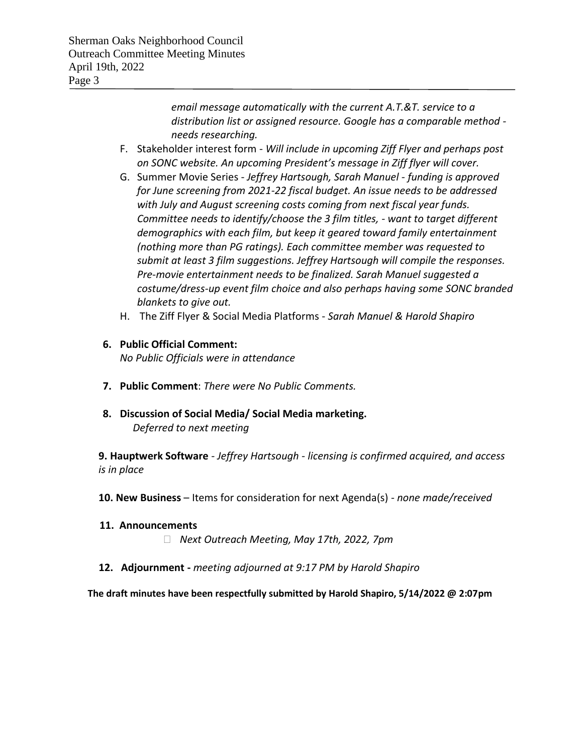*email message automatically with the current A.T.&T. service to a distribution list or assigned resource. Google has a comparable method - needs researching.*

F. Stakeholder interest form - *Will include in upcoming Ziff Flyer and perhaps post on SONC website. An upcoming President's message in Ziff flyer will cover.*

G. Summer Movie Series - *Jeffrey Hartsough, Sarah Manuel - funding is approved for June screening from 2021-22 fiscal budget. An issue needs to be addressed with July and August screening costs coming from next fiscal year funds. Committee needs to identify/choose the 3 film titles, - want to target different demographics with each film, but keep it geared toward family entertainment (nothing more than PG ratings). Each committee member was requested to submit at least 3 film suggestions. Jeffrey Hartsough will compile the responses. Pre-movie entertainment needs to be finalized. Sarah Manuel suggested a costume/dress-up event film choice and also perhaps having some SONC branded blankets to give out.*

H. The Ziff Flyer & Social Media Platforms - *Sarah Manuel & Harold Shapiro*

**6. Public Official Comment:**
*No Public Officials were in attendance*

**7. Public Comment**: *There were No Public Comments.*

**8. Discussion of Social Media/ Social Media marketing.**
*Deferred to next meeting*

**9. Hauptwerk Software** - *Jeffrey Hartsough - licensing is confirmed acquired, and access is in place*

**10. New Business** – Items for consideration for next Agenda(s) - *none made/received*

**11. Announcements**

- *Next Outreach Meeting, May 17th, 2022, 7pm*

**12. Adjournment -** *meeting adjourned at 9:17 PM by Harold Shapiro*

**The draft minutes have been respectfully submitted by Harold Shapiro, 5/14/2022 @ 2:07pm**